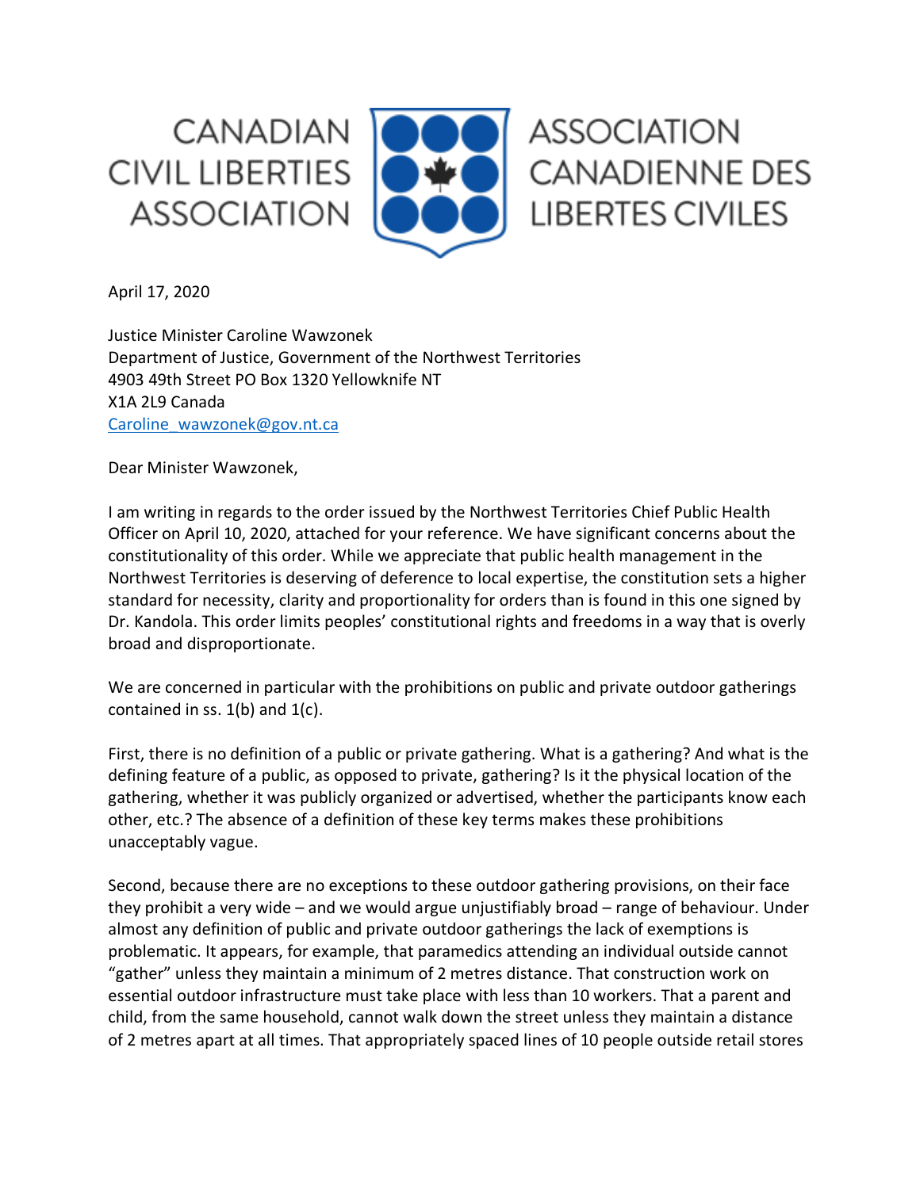CANADIAN CIVIL LIBERTIES ASSOCIATION

ASSOCIATION CANADIENNE DES LIBERTES CIVILES

April 17, 2020

Justice Minister Caroline Wawzonek
Department of Justice, Government of the Northwest Territories
4903 49th Street PO Box 1320 Yellowknife NT
X1A 2L9 Canada
Caroline_wawzonek@gov.nt.ca

Dear Minister Wawzonek,

I am writing in regards to the order issued by the Northwest Territories Chief Public Health Officer on April 10, 2020, attached for your reference. We have significant concerns about the constitutionality of this order. While we appreciate that public health management in the Northwest Territories is deserving of deference to local expertise, the constitution sets a higher standard for necessity, clarity and proportionality for orders than is found in this one signed by Dr. Kandola. This order limits peoples' constitutional rights and freedoms in a way that is overly broad and disproportionate.

We are concerned in particular with the prohibitions on public and private outdoor gatherings contained in ss. 1(b) and 1(c).

First, there is no definition of a public or private gathering. What is a gathering? And what is the defining feature of a public, as opposed to private, gathering? Is it the physical location of the gathering, whether it was publicly organized or advertised, whether the participants know each other, etc.? The absence of a definition of these key terms makes these prohibitions unacceptably vague.

Second, because there are no exceptions to these outdoor gathering provisions, on their face they prohibit a very wide – and we would argue unjustifiably broad – range of behaviour. Under almost any definition of public and private outdoor gatherings the lack of exemptions is problematic. It appears, for example, that paramedics attending an individual outside cannot "gather" unless they maintain a minimum of 2 metres distance. That construction work on essential outdoor infrastructure must take place with less than 10 workers. That a parent and child, from the same household, cannot walk down the street unless they maintain a distance of 2 metres apart at all times. That appropriately spaced lines of 10 people outside retail stores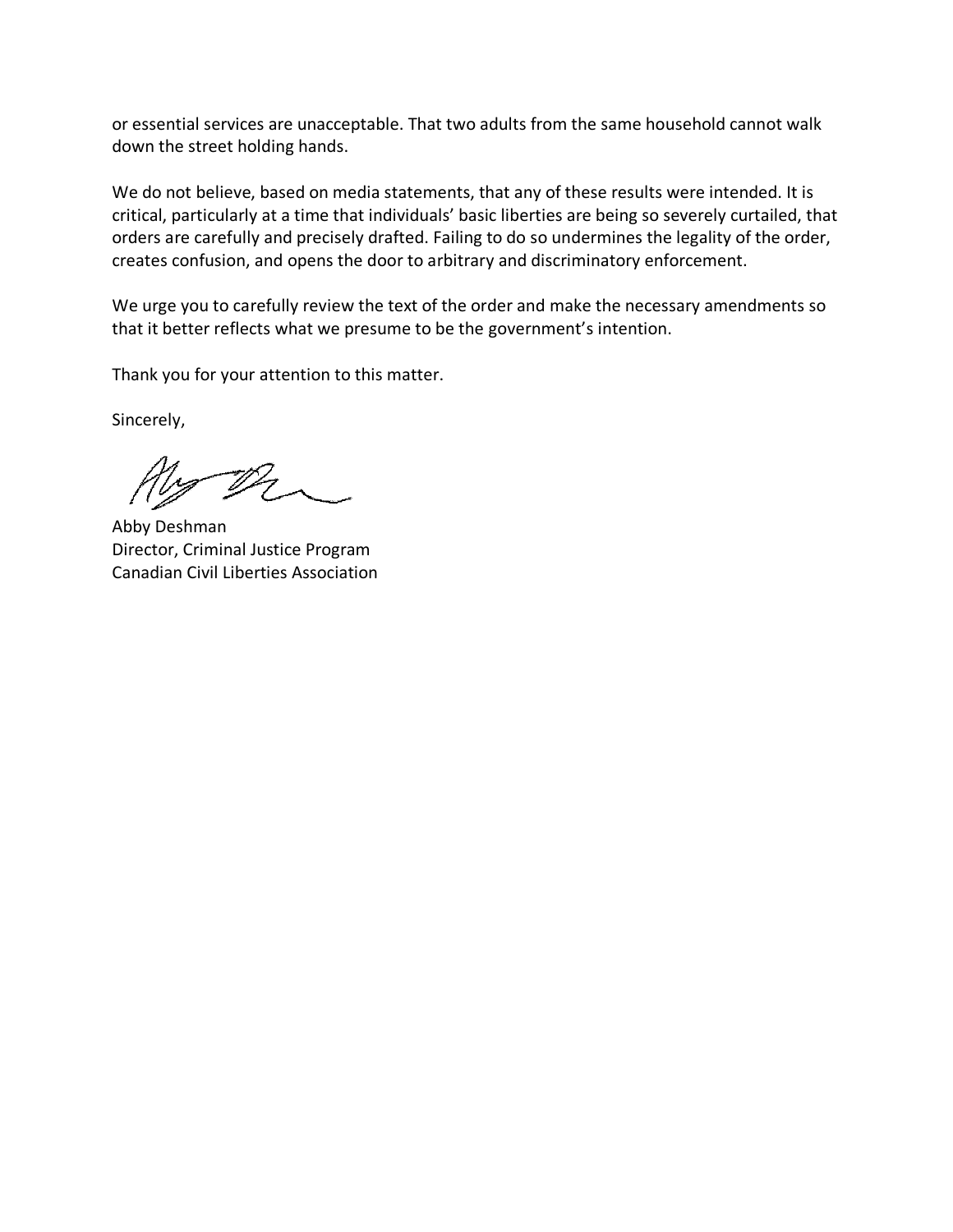or essential services are unacceptable. That two adults from the same household cannot walk down the street holding hands.

We do not believe, based on media statements, that any of these results were intended. It is critical, particularly at a time that individuals' basic liberties are being so severely curtailed, that orders are carefully and precisely drafted. Failing to do so undermines the legality of the order, creates confusion, and opens the door to arbitrary and discriminatory enforcement.

We urge you to carefully review the text of the order and make the necessary amendments so that it better reflects what we presume to be the government's intention.

Thank you for your attention to this matter.

Sincerely,

Abby Deshman
Director, Criminal Justice Program
Canadian Civil Liberties Association